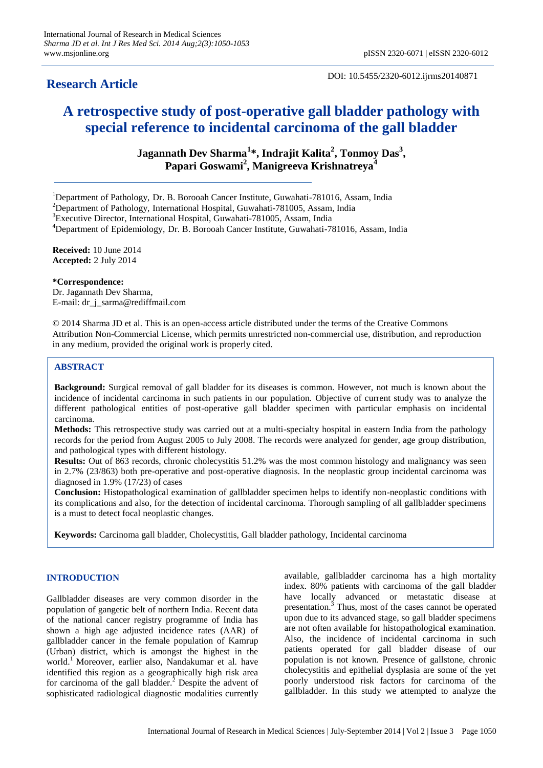## Research Article

DOI: 10.5455/2320-6012.ijrms20140871

# A retrospective study of post-operative gall bladder pathology with special reference to incidental carcinoma of the gall bladder

**Jagannath Dev Sharma[1]*, Indrajit Kalita[2], Tonmoy Das[3], Papari Goswami[2], Manigreeva Krishnatreya[4]**

[1]Department of Pathology, Dr. B. Borooah Cancer Institute, Guwahati-781016, Assam, India
[2]Department of Pathology, International Hospital, Guwahati-781005, Assam, India
[3]Executive Director, International Hospital, Guwahati-781005, Assam, India
[4]Department of Epidemiology, Dr. B. Borooah Cancer Institute, Guwahati-781016, Assam, India

**Received:** 10 June 2014
**Accepted:** 2 July 2014

***Correspondence:**
Dr. Jagannath Dev Sharma,
E-mail: dr_j_sarma@rediffmail.com

© 2014 Sharma JD et al. This is an open-access article distributed under the terms of the Creative Commons Attribution Non-Commercial License, which permits unrestricted non-commercial use, distribution, and reproduction in any medium, provided the original work is properly cited.

## ABSTRACT

**Background:** Surgical removal of gall bladder for its diseases is common. However, not much is known about the incidence of incidental carcinoma in such patients in our population. Objective of current study was to analyze the different pathological entities of post-operative gall bladder specimen with particular emphasis on incidental carcinoma.

**Methods:** This retrospective study was carried out at a multi-specialty hospital in eastern India from the pathology records for the period from August 2005 to July 2008. The records were analyzed for gender, age group distribution, and pathological types with different histology.

**Results:** Out of 863 records, chronic cholecystitis 51.2% was the most common histology and malignancy was seen in 2.7% (23/863) both pre-operative and post-operative diagnosis. In the neoplastic group incidental carcinoma was diagnosed in 1.9% (17/23) of cases

**Conclusion:** Histopathological examination of gallbladder specimen helps to identify non-neoplastic conditions with its complications and also, for the detection of incidental carcinoma. Thorough sampling of all gallbladder specimens is a must to detect focal neoplastic changes.

**Keywords:** Carcinoma gall bladder, Cholecystitis, Gall bladder pathology, Incidental carcinoma

## INTRODUCTION

Gallbladder diseases are very common disorder in the population of gangetic belt of northern India. Recent data of the national cancer registry programme of India has shown a high age adjusted incidence rates (AAR) of gallbladder cancer in the female population of Kamrup (Urban) district, which is amongst the highest in the world.[1] Moreover, earlier also, Nandakumar et al. have identified this region as a geographically high risk area for carcinoma of the gall bladder.[2] Despite the advent of sophisticated radiological diagnostic modalities currently available, gallbladder carcinoma has a high mortality index. 80% patients with carcinoma of the gall bladder have locally advanced or metastatic disease at presentation.[3] Thus, most of the cases cannot be operated upon due to its advanced stage, so gall bladder specimens are not often available for histopathological examination. Also, the incidence of incidental carcinoma in such patients operated for gall bladder disease of our population is not known. Presence of gallstone, chronic cholecystitis and epithelial dysplasia are some of the yet poorly understood risk factors for carcinoma of the gallbladder. In this study we attempted to analyze the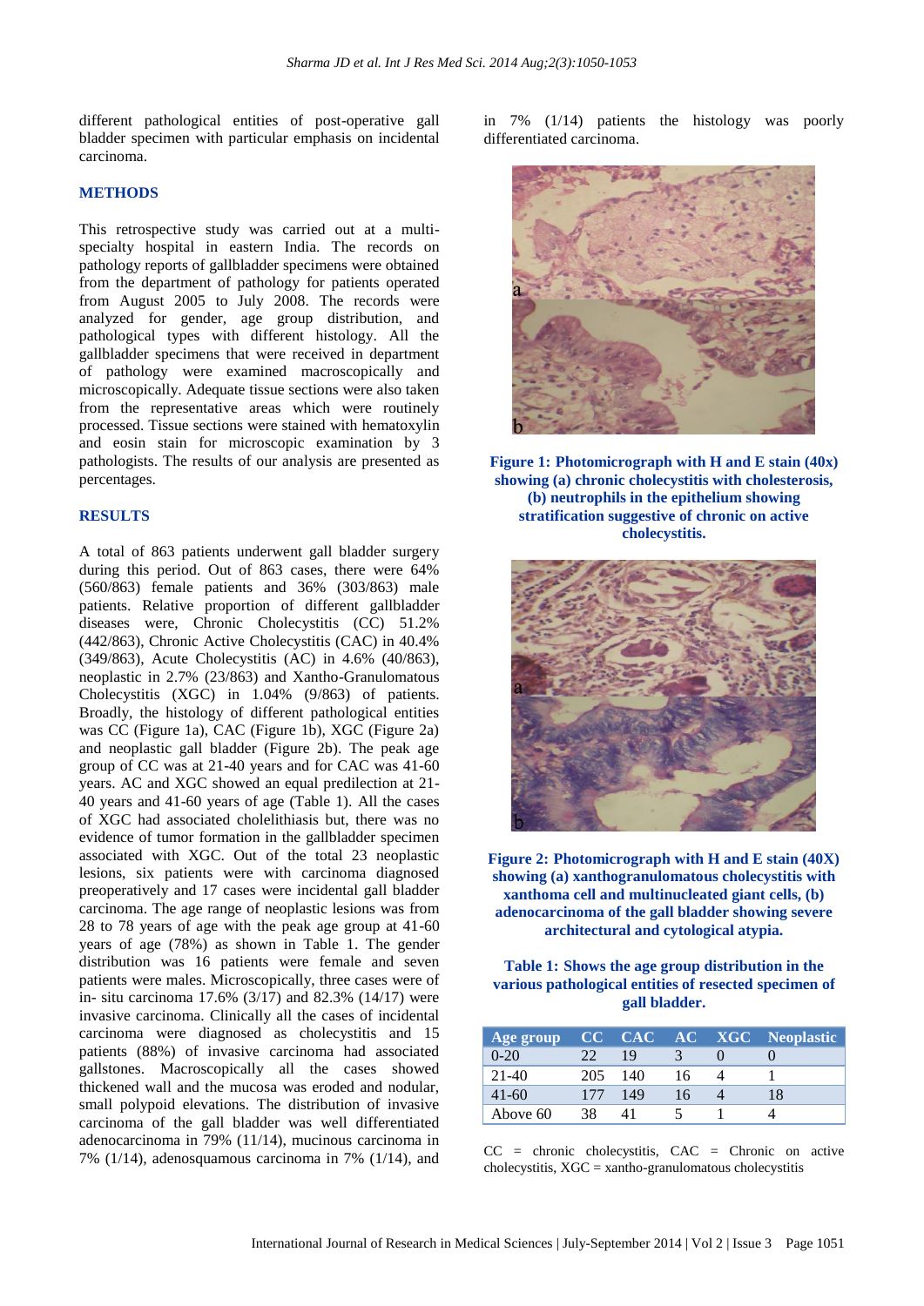different pathological entities of post-operative gall bladder specimen with particular emphasis on incidental carcinoma.

## METHODS

This retrospective study was carried out at a multi-specialty hospital in eastern India. The records on pathology reports of gallbladder specimens were obtained from the department of pathology for patients operated from August 2005 to July 2008. The records were analyzed for gender, age group distribution, and pathological types with different histology. All the gallbladder specimens that were received in department of pathology were examined macroscopically and microscopically. Adequate tissue sections were also taken from the representative areas which were routinely processed. Tissue sections were stained with hematoxylin and eosin stain for microscopic examination by 3 pathologists. The results of our analysis are presented as percentages.

## RESULTS

A total of 863 patients underwent gall bladder surgery during this period. Out of 863 cases, there were 64% (560/863) female patients and 36% (303/863) male patients. Relative proportion of different gallbladder diseases were, Chronic Cholecystitis (CC) 51.2% (442/863), Chronic Active Cholecystitis (CAC) in 40.4% (349/863), Acute Cholecystitis (AC) in 4.6% (40/863), neoplastic in 2.7% (23/863) and Xantho-Granulomatous Cholecystitis (XGC) in 1.04% (9/863) of patients. Broadly, the histology of different pathological entities was CC (Figure 1a), CAC (Figure 1b), XGC (Figure 2a) and neoplastic gall bladder (Figure 2b). The peak age group of CC was at 21-40 years and for CAC was 41-60 years. AC and XGC showed an equal predilection at 21-40 years and 41-60 years of age (Table 1). All the cases of XGC had associated cholelithiasis but, there was no evidence of tumor formation in the gallbladder specimen associated with XGC. Out of the total 23 neoplastic lesions, six patients were with carcinoma diagnosed preoperatively and 17 cases were incidental gall bladder carcinoma. The age range of neoplastic lesions was from 28 to 78 years of age with the peak age group at 41-60 years of age (78%) as shown in Table 1. The gender distribution was 16 patients were female and seven patients were males. Microscopically, three cases were of in- situ carcinoma 17.6% (3/17) and 82.3% (14/17) were invasive carcinoma. Clinically all the cases of incidental carcinoma were diagnosed as cholecystitis and 15 patients (88%) of invasive carcinoma had associated gallstones. Macroscopically all the cases showed thickened wall and the mucosa was eroded and nodular, small polypoid elevations. The distribution of invasive carcinoma of the gall bladder was well differentiated adenocarcinoma in 79% (11/14), mucinous carcinoma in 7% (1/14), adenosquamous carcinoma in 7% (1/14), and in 7% (1/14) patients the histology was poorly differentiated carcinoma.

**Figure 1: Photomicrograph with H and E stain (40x) showing (a) chronic cholecystitis with cholesterosis, (b) neutrophils in the epithelium showing stratification suggestive of chronic on active cholecystitis.**

**Figure 2: Photomicrograph with H and E stain (40X) showing (a) xanthogranulomatous cholecystitis with xanthoma cell and multinucleated giant cells, (b) adenocarcinoma of the gall bladder showing severe architectural and cytological atypia.**

**Table 1: Shows the age group distribution in the various pathological entities of resected specimen of gall bladder.**

| Age group | CC | CAC | AC | XGC | Neoplastic |
|---|---|---|---|---|---|
| 0-20 | 22 | 19 | 3 | 0 | 0 |
| 21-40 | 205 | 140 | 16 | 4 | 1 |
| 41-60 | 177 | 149 | 16 | 4 | 18 |
| Above 60 | 38 | 41 | 5 | 1 | 4 |

CC = chronic cholecystitis, CAC = Chronic on active cholecystitis, XGC = xantho-granulomatous cholecystitis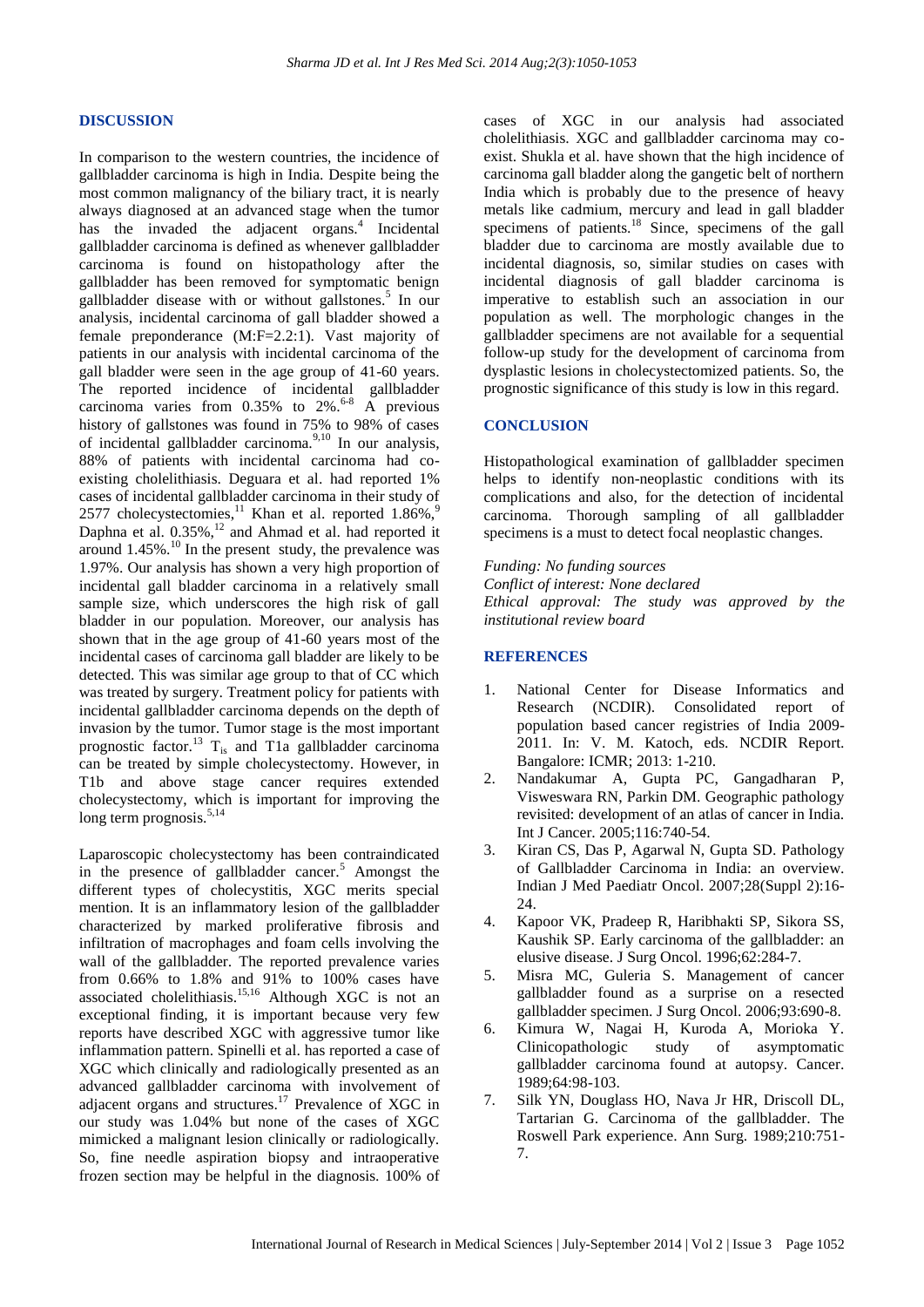## DISCUSSION

In comparison to the western countries, the incidence of gallbladder carcinoma is high in India. Despite being the most common malignancy of the biliary tract, it is nearly always diagnosed at an advanced stage when the tumor has the invaded the adjacent organs.[4] Incidental gallbladder carcinoma is defined as whenever gallbladder carcinoma is found on histopathology after the gallbladder has been removed for symptomatic benign gallbladder disease with or without gallstones.[5] In our analysis, incidental carcinoma of gall bladder showed a female preponderance (M:F=2.2:1). Vast majority of patients in our analysis with incidental carcinoma of the gall bladder were seen in the age group of 41-60 years. The reported incidence of incidental gallbladder carcinoma varies from 0.35% to 2%.[6-8] A previous history of gallstones was found in 75% to 98% of cases of incidental gallbladder carcinoma.[9,10] In our analysis, 88% of patients with incidental carcinoma had co-existing cholelithiasis. Deguara et al. had reported 1% cases of incidental gallbladder carcinoma in their study of 2577 cholecystectomies,[11] Khan et al. reported 1.86%,[9] Daphna et al. 0.35%,[12] and Ahmad et al. had reported it around 1.45%.[10] In the present study, the prevalence was 1.97%. Our analysis has shown a very high proportion of incidental gall bladder carcinoma in a relatively small sample size, which underscores the high risk of gall bladder in our population. Moreover, our analysis has shown that in the age group of 41-60 years most of the incidental cases of carcinoma gall bladder are likely to be detected. This was similar age group to that of CC which was treated by surgery. Treatment policy for patients with incidental gallbladder carcinoma depends on the depth of invasion by the tumor. Tumor stage is the most important prognostic factor.[13] $T_{is}$ and T1a gallbladder carcinoma can be treated by simple cholecystectomy. However, in T1b and above stage cancer requires extended cholecystectomy, which is important for improving the long term prognosis.[5,14]

Laparoscopic cholecystectomy has been contraindicated in the presence of gallbladder cancer.[5] Amongst the different types of cholecystitis, XGC merits special mention. It is an inflammatory lesion of the gallbladder characterized by marked proliferative fibrosis and infiltration of macrophages and foam cells involving the wall of the gallbladder. The reported prevalence varies from 0.66% to 1.8% and 91% to 100% cases have associated cholelithiasis.[15,16] Although XGC is not an exceptional finding, it is important because very few reports have described XGC with aggressive tumor like inflammation pattern. Spinelli et al. has reported a case of XGC which clinically and radiologically presented as an advanced gallbladder carcinoma with involvement of adjacent organs and structures.[17] Prevalence of XGC in our study was 1.04% but none of the cases of XGC mimicked a malignant lesion clinically or radiologically. So, fine needle aspiration biopsy and intraoperative frozen section may be helpful in the diagnosis. 100% of cases of XGC in our analysis had associated cholelithiasis. XGC and gallbladder carcinoma may co-exist. Shukla et al. have shown that the high incidence of carcinoma gall bladder along the gangetic belt of northern India which is probably due to the presence of heavy metals like cadmium, mercury and lead in gall bladder specimens of patients.[18] Since, specimens of the gall bladder due to carcinoma are mostly available due to incidental diagnosis, so, similar studies on cases with incidental diagnosis of gall bladder carcinoma is imperative to establish such an association in our population as well. The morphologic changes in the gallbladder specimens are not available for a sequential follow-up study for the development of carcinoma from dysplastic lesions in cholecystectomized patients. So, the prognostic significance of this study is low in this regard.

## CONCLUSION

Histopathological examination of gallbladder specimen helps to identify non-neoplastic conditions with its complications and also, for the detection of incidental carcinoma. Thorough sampling of all gallbladder specimens is a must to detect focal neoplastic changes.

*Funding: No funding sources*
*Conflict of interest: None declared*
*Ethical approval: The study was approved by the institutional review board*

## REFERENCES

1. National Center for Disease Informatics and Research (NCDIR). Consolidated report of population based cancer registries of India 2009-2011. In: V. M. Katoch, eds. NCDIR Report. Bangalore: ICMR; 2013: 1-210.
2. Nandakumar A, Gupta PC, Gangadharan P, Visweswara RN, Parkin DM. Geographic pathology revisited: development of an atlas of cancer in India. Int J Cancer. 2005;116:740-54.
3. Kiran CS, Das P, Agarwal N, Gupta SD. Pathology of Gallbladder Carcinoma in India: an overview. Indian J Med Paediatr Oncol. 2007;28(Suppl 2):16-24.
4. Kapoor VK, Pradeep R, Haribhakti SP, Sikora SS, Kaushik SP. Early carcinoma of the gallbladder: an elusive disease. J Surg Oncol. 1996;62:284-7.
5. Misra MC, Guleria S. Management of cancer gallbladder found as a surprise on a resected gallbladder specimen. J Surg Oncol. 2006;93:690-8.
6. Kimura W, Nagai H, Kuroda A, Morioka Y. Clinicopathologic study of asymptomatic gallbladder carcinoma found at autopsy. Cancer. 1989;64:98-103.
7. Silk YN, Douglass HO, Nava Jr HR, Driscoll DL, Tartarian G. Carcinoma of the gallbladder. The Roswell Park experience. Ann Surg. 1989;210:751-7.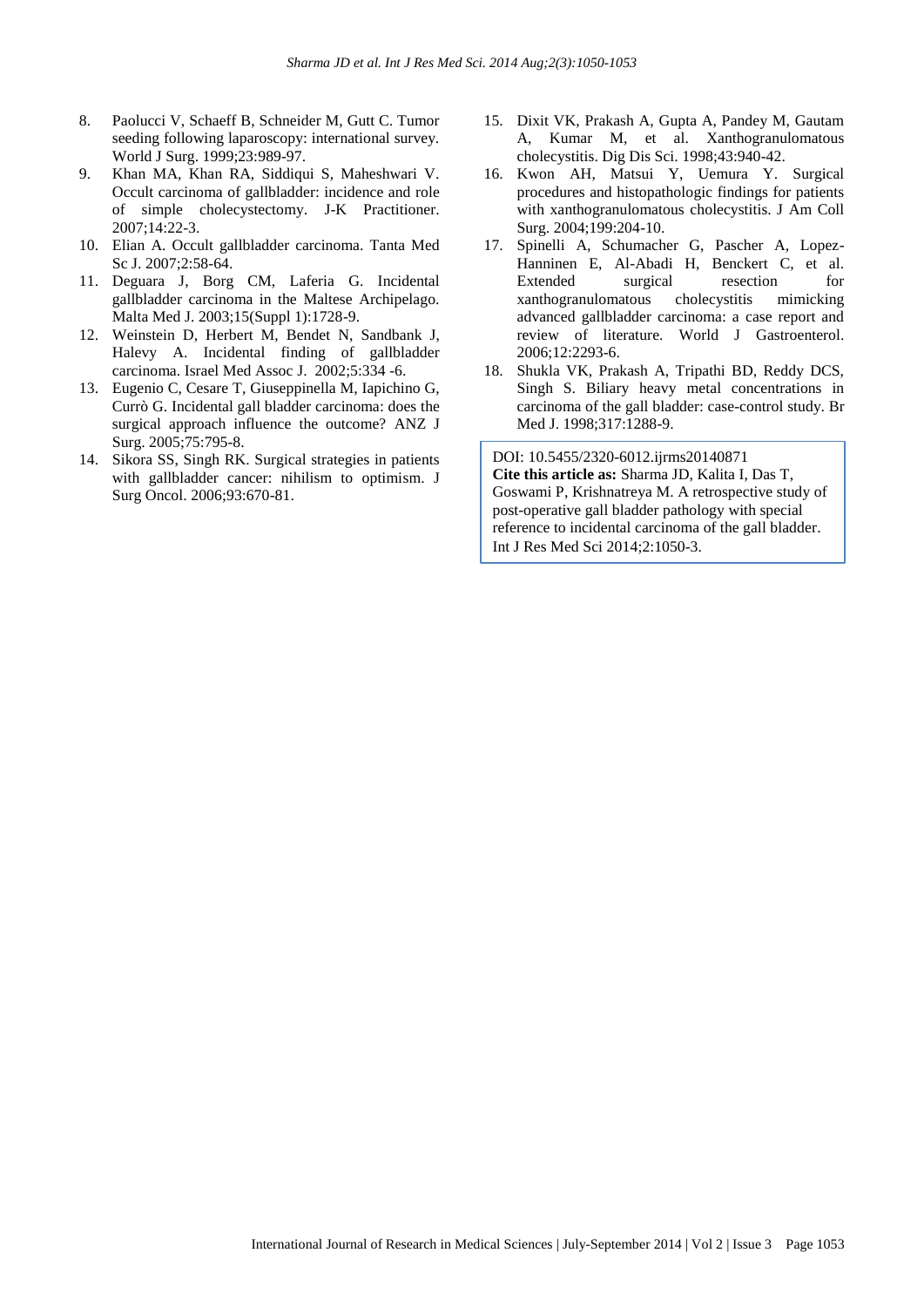8. Paolucci V, Schaeff B, Schneider M, Gutt C. Tumor seeding following laparoscopy: international survey. World J Surg. 1999;23:989-97.
9. Khan MA, Khan RA, Siddiqui S, Maheshwari V. Occult carcinoma of gallbladder: incidence and role of simple cholecystectomy. J-K Practitioner. 2007;14:22-3.
10. Elian A. Occult gallbladder carcinoma. Tanta Med Sc J. 2007;2:58-64.
11. Deguara J, Borg CM, Laferia G. Incidental gallbladder carcinoma in the Maltese Archipelago. Malta Med J. 2003;15(Suppl 1):1728-9.
12. Weinstein D, Herbert M, Bendet N, Sandbank J, Halevy A. Incidental finding of gallbladder carcinoma. Israel Med Assoc J. 2002;5:334 -6.
13. Eugenio C, Cesare T, Giuseppinella M, Iapichino G, Currò G. Incidental gall bladder carcinoma: does the surgical approach influence the outcome? ANZ J Surg. 2005;75:795-8.
14. Sikora SS, Singh RK. Surgical strategies in patients with gallbladder cancer: nihilism to optimism. J Surg Oncol. 2006;93:670-81.
15. Dixit VK, Prakash A, Gupta A, Pandey M, Gautam A, Kumar M, et al. Xanthogranulomatous cholecystitis. Dig Dis Sci. 1998;43:940-42.
16. Kwon AH, Matsui Y, Uemura Y. Surgical procedures and histopathologic findings for patients with xanthogranulomatous cholecystitis. J Am Coll Surg. 2004;199:204-10.
17. Spinelli A, Schumacher G, Pascher A, Lopez-Hanninen E, Al-Abadi H, Benckert C, et al. Extended surgical resection for xanthogranulomatous cholecystitis mimicking advanced gallbladder carcinoma: a case report and review of literature. World J Gastroenterol. 2006;12:2293-6.
18. Shukla VK, Prakash A, Tripathi BD, Reddy DCS, Singh S. Biliary heavy metal concentrations in carcinoma of the gall bladder: case-control study. Br Med J. 1998;317:1288-9.

DOI: 10.5455/2320-6012.ijrms20140871
**Cite this article as:** Sharma JD, Kalita I, Das T, Goswami P, Krishnatreya M. A retrospective study of post-operative gall bladder pathology with special reference to incidental carcinoma of the gall bladder. Int J Res Med Sci 2014;2:1050-3.